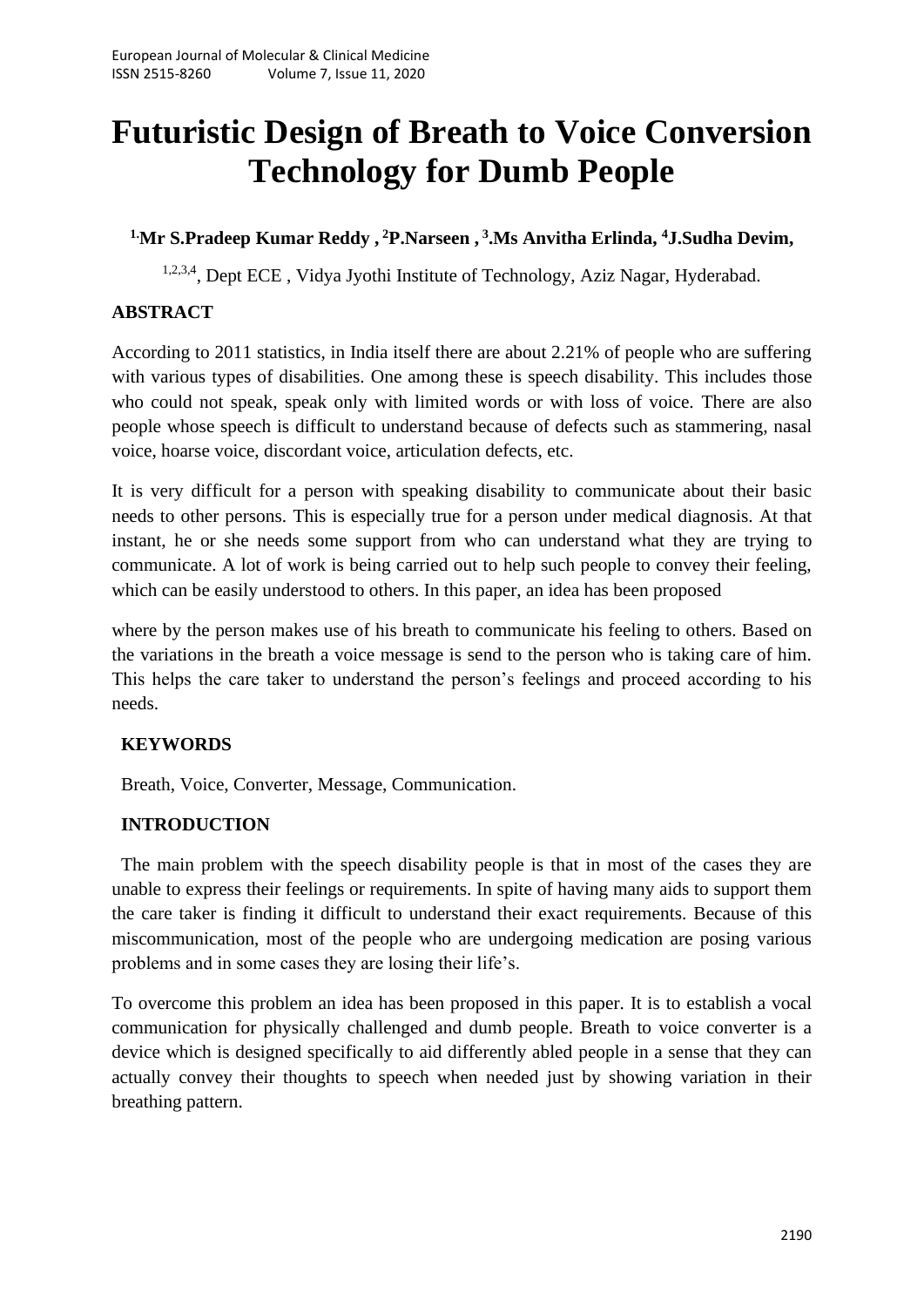# Futuristic Design of Breath to Voice Conversion Technology for Dumb People

**[1.]Mr S.Pradeep Kumar Reddy , [2]P.Narseen , [3].Ms Anvitha Erlinda, [4]J.Sudha Devim,**

[1,2,3,4], Dept ECE , Vidya Jyothi Institute of Technology, Aziz Nagar, Hyderabad.

## ABSTRACT

According to 2011 statistics, in India itself there are about 2.21% of people who are suffering with various types of disabilities. One among these is speech disability. This includes those who could not speak, speak only with limited words or with loss of voice. There are also people whose speech is difficult to understand because of defects such as stammering, nasal voice, hoarse voice, discordant voice, articulation defects, etc.

It is very difficult for a person with speaking disability to communicate about their basic needs to other persons. This is especially true for a person under medical diagnosis. At that instant, he or she needs some support from who can understand what they are trying to communicate. A lot of work is being carried out to help such people to convey their feeling, which can be easily understood to others. In this paper, an idea has been proposed where by the person makes use of his breath to communicate his feeling to others. Based on the variations in the breath a voice message is send to the person who is taking care of him. This helps the care taker to understand the person's feelings and proceed according to his needs.

## KEYWORDS

Breath, Voice, Converter, Message, Communication.

## INTRODUCTION

The main problem with the speech disability people is that in most of the cases they are unable to express their feelings or requirements. In spite of having many aids to support them the care taker is finding it difficult to understand their exact requirements. Because of this miscommunication, most of the people who are undergoing medication are posing various problems and in some cases they are losing their life's.

To overcome this problem an idea has been proposed in this paper. It is to establish a vocal communication for physically challenged and dumb people. Breath to voice converter is a device which is designed specifically to aid differently abled people in a sense that they can actually convey their thoughts to speech when needed just by showing variation in their breathing pattern.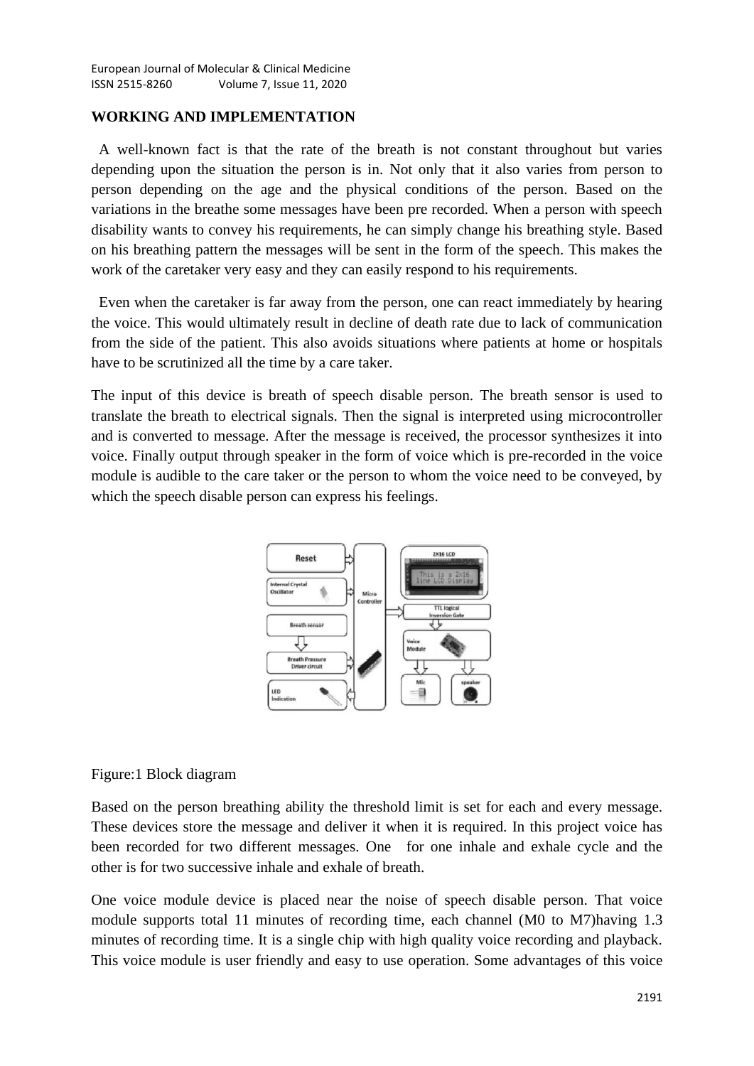**WORKING AND IMPLEMENTATION**

A well-known fact is that the rate of the breath is not constant throughout but varies depending upon the situation the person is in. Not only that it also varies from person to person depending on the age and the physical conditions of the person. Based on the variations in the breathe some messages have been pre recorded. When a person with speech disability wants to convey his requirements, he can simply change his breathing style. Based on his breathing pattern the messages will be sent in the form of the speech. This makes the work of the caretaker very easy and they can easily respond to his requirements.

Even when the caretaker is far away from the person, one can react immediately by hearing the voice. This would ultimately result in decline of death rate due to lack of communication from the side of the patient. This also avoids situations where patients at home or hospitals have to be scrutinized all the time by a care taker.

The input of this device is breath of speech disable person. The breath sensor is used to translate the breath to electrical signals. Then the signal is interpreted using microcontroller and is converted to message. After the message is received, the processor synthesizes it into voice. Finally output through speaker in the form of voice which is pre-recorded in the voice module is audible to the care taker or the person to whom the voice need to be conveyed, by which the speech disable person can express his feelings.

Figure:1 Block diagram

Based on the person breathing ability the threshold limit is set for each and every message. These devices store the message and deliver it when it is required. In this project voice has been recorded for two different messages. One for one inhale and exhale cycle and the other is for two successive inhale and exhale of breath.

One voice module device is placed near the noise of speech disable person. That voice module supports total 11 minutes of recording time, each channel (M0 to M7)having 1.3 minutes of recording time. It is a single chip with high quality voice recording and playback. This voice module is user friendly and easy to use operation. Some advantages of this voice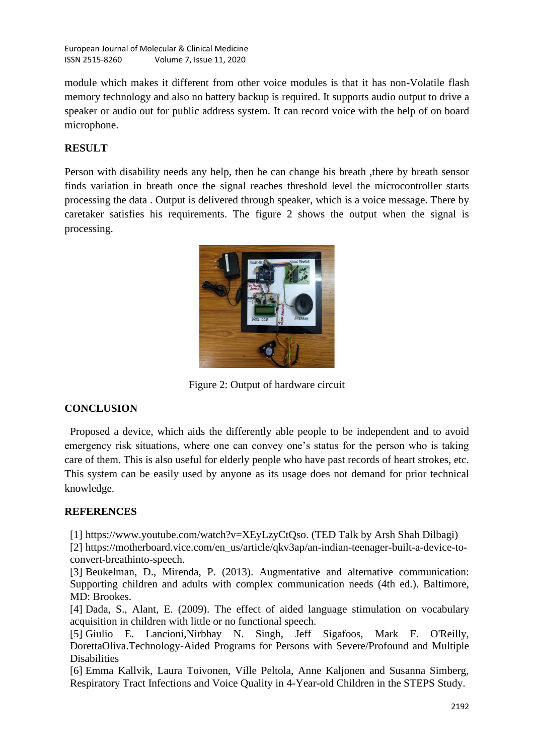module which makes it different from other voice modules is that it has non-Volatile flash memory technology and also no battery backup is required. It supports audio output to drive a speaker or audio out for public address system. It can record voice with the help of on board microphone.

## RESULT

Person with disability needs any help, then he can change his breath ,there by breath sensor finds variation in breath once the signal reaches threshold level the microcontroller starts processing the data . Output is delivered through speaker, which is a voice message. There by caretaker satisfies his requirements. The figure 2 shows the output when the signal is processing.

Figure 2: Output of hardware circuit

## CONCLUSION

Proposed a device, which aids the differently able people to be independent and to avoid emergency risk situations, where one can convey one's status for the person who is taking care of them. This is also useful for elderly people who have past records of heart strokes, etc. This system can be easily used by anyone as its usage does not demand for prior technical knowledge.

## REFERENCES

[1] https://www.youtube.com/watch?v=XEyLzyCtQso. (TED Talk by Arsh Shah Dilbagi)
[2] https://motherboard.vice.com/en_us/article/qkv3ap/an-indian-teenager-built-a-device-to-convert-breathinto-speech.
[3] Beukelman, D., Mirenda, P. (2013). Augmentative and alternative communication: Supporting children and adults with complex communication needs (4th ed.). Baltimore, MD: Brookes.
[4] Dada, S., Alant, E. (2009). The effect of aided language stimulation on vocabulary acquisition in children with little or no functional speech.
[5] Giulio E. Lancioni,Nirbhay N. Singh, Jeff Sigafoos, Mark F. O'Reilly, DorettaOliva.Technology-Aided Programs for Persons with Severe/Profound and Multiple Disabilities
[6] Emma Kallvik, Laura Toivonen, Ville Peltola, Anne Kaljonen and Susanna Simberg, Respiratory Tract Infections and Voice Quality in 4-Year-old Children in the STEPS Study.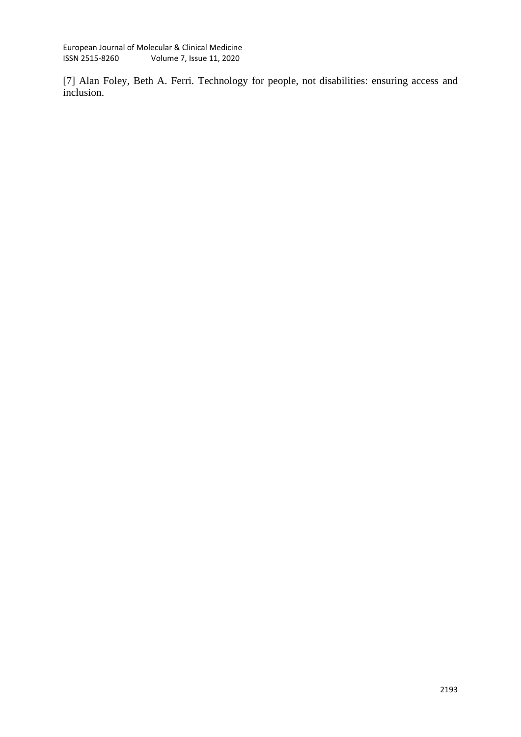[7] Alan Foley, Beth A. Ferri. Technology for people, not disabilities: ensuring access and inclusion.